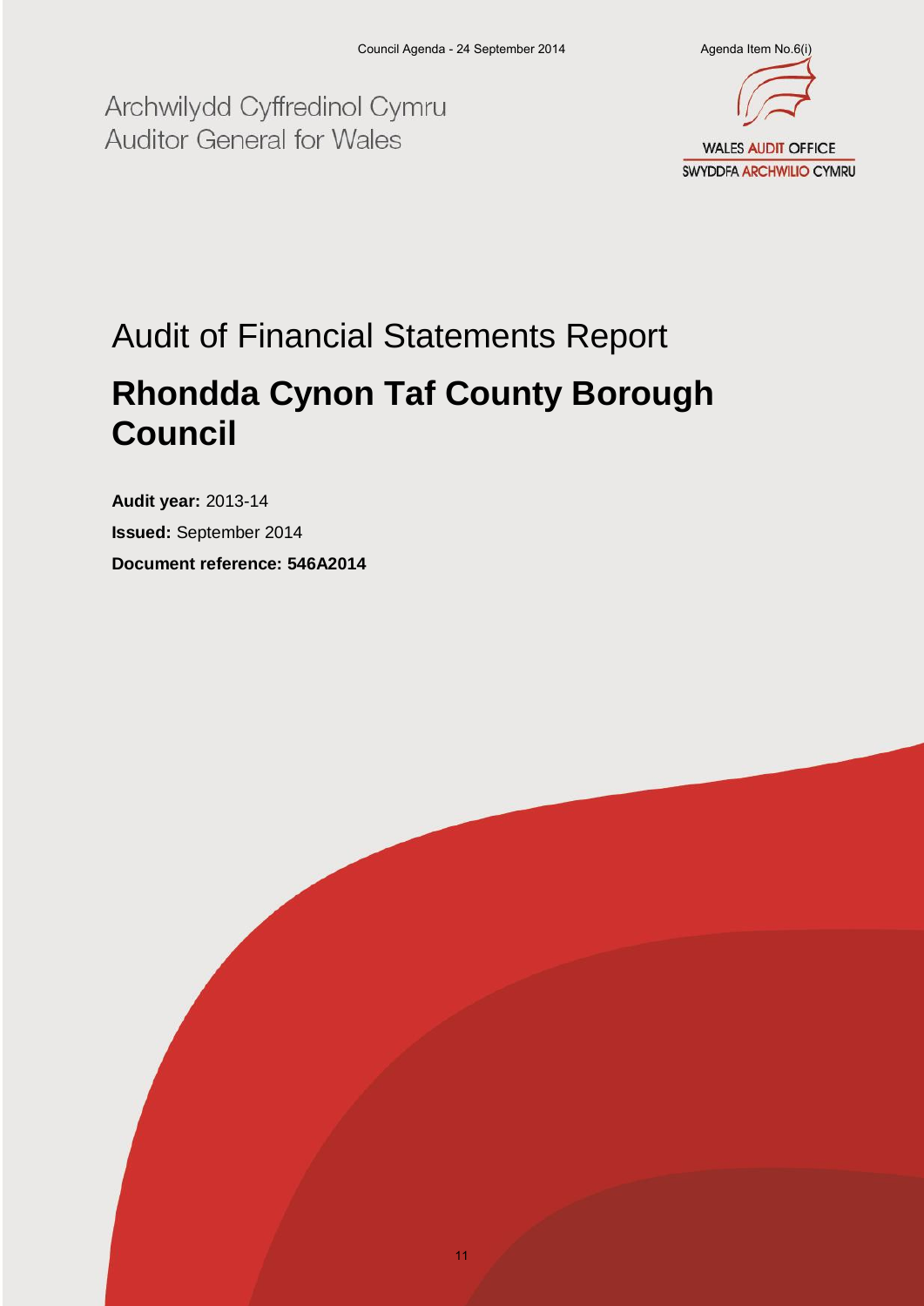Archwilydd Cyffredinol Cymru
Auditor General for Wales

WALES AUDIT OFFICE
SWYDDFA ARCHWILIO CYMRU

# Audit of Financial Statements Report

# Rhondda Cynon Taf County Borough Council

**Audit year:** 2013-14

**Issued:** September 2014

**Document reference: 546A2014**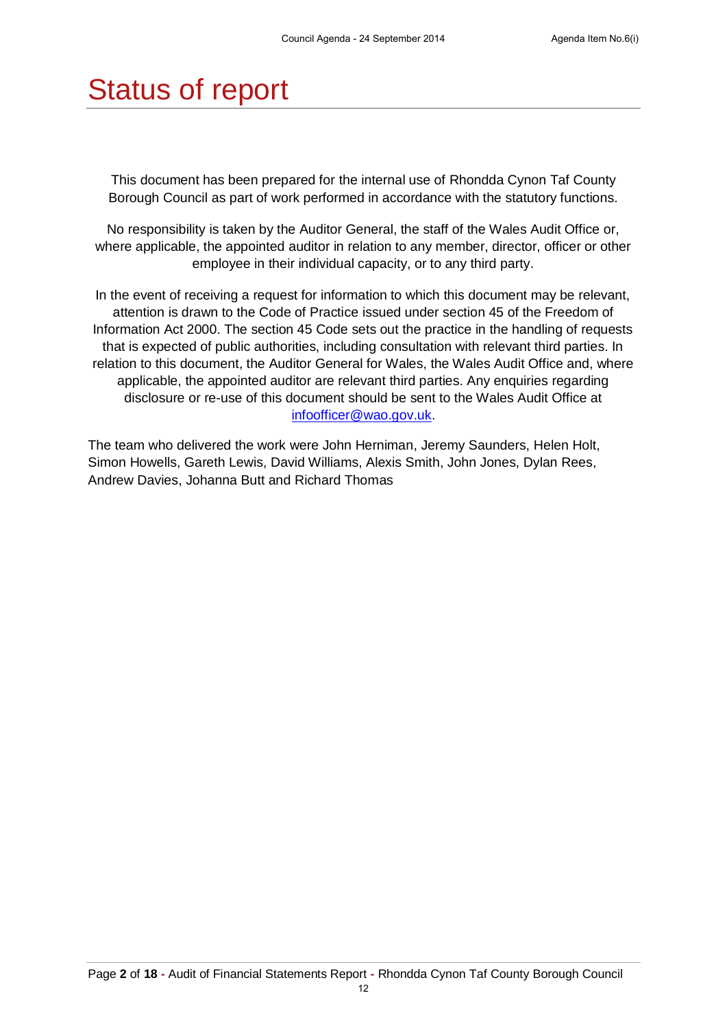# Status of report

This document has been prepared for the internal use of Rhondda Cynon Taf County Borough Council as part of work performed in accordance with the statutory functions.

No responsibility is taken by the Auditor General, the staff of the Wales Audit Office or, where applicable, the appointed auditor in relation to any member, director, officer or other employee in their individual capacity, or to any third party.

In the event of receiving a request for information to which this document may be relevant, attention is drawn to the Code of Practice issued under section 45 of the Freedom of Information Act 2000. The section 45 Code sets out the practice in the handling of requests that is expected of public authorities, including consultation with relevant third parties. In relation to this document, the Auditor General for Wales, the Wales Audit Office and, where applicable, the appointed auditor are relevant third parties. Any enquiries regarding disclosure or re-use of this document should be sent to the Wales Audit Office at infoofficer@wao.gov.uk.

The team who delivered the work were John Herniman, Jeremy Saunders, Helen Holt, Simon Howells, Gareth Lewis, David Williams, Alexis Smith, John Jones, Dylan Rees, Andrew Davies, Johanna Butt and Richard Thomas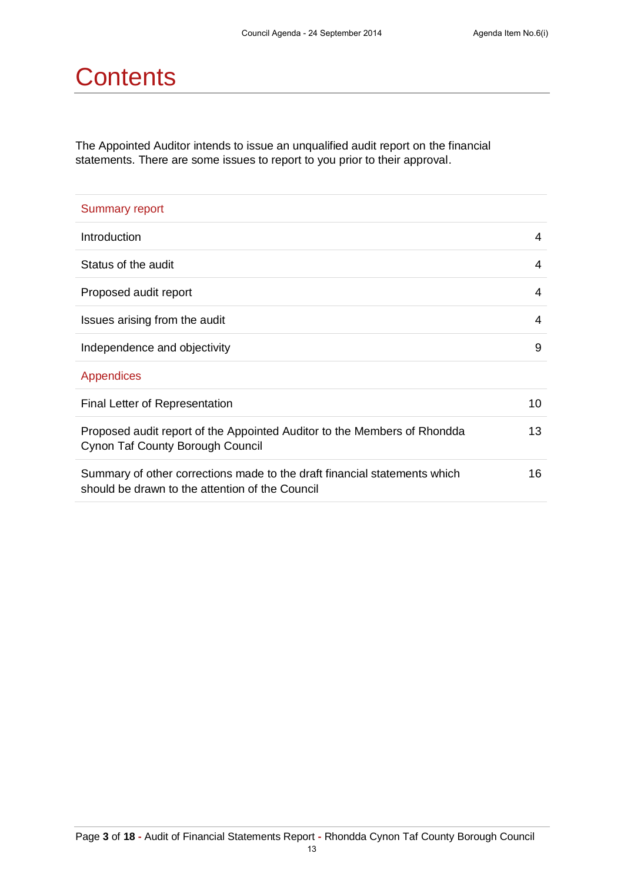# Contents

The Appointed Auditor intends to issue an unqualified audit report on the financial statements. There are some issues to report to you prior to their approval.

| Summary report | |
|---|---|
| Introduction | 4 |
| Status of the audit | 4 |
| Proposed audit report | 4 |
| Issues arising from the audit | 4 |
| Independence and objectivity | 9 |
| **Appendices** | |
| Final Letter of Representation | 10 |
| Proposed audit report of the Appointed Auditor to the Members of Rhondda Cynon Taf County Borough Council | 13 |
| Summary of other corrections made to the draft financial statements which should be drawn to the attention of the Council | 16 |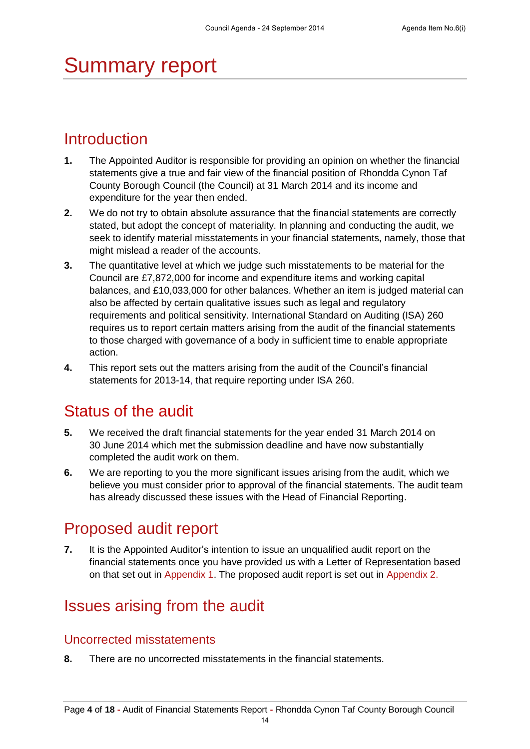# Summary report

## Introduction

1. The Appointed Auditor is responsible for providing an opinion on whether the financial statements give a true and fair view of the financial position of Rhondda Cynon Taf County Borough Council (the Council) at 31 March 2014 and its income and expenditure for the year then ended.
2. We do not try to obtain absolute assurance that the financial statements are correctly stated, but adopt the concept of materiality. In planning and conducting the audit, we seek to identify material misstatements in your financial statements, namely, those that might mislead a reader of the accounts.
3. The quantitative level at which we judge such misstatements to be material for the Council are £7,872,000 for income and expenditure items and working capital balances, and £10,033,000 for other balances. Whether an item is judged material can also be affected by certain qualitative issues such as legal and regulatory requirements and political sensitivity. International Standard on Auditing (ISA) 260 requires us to report certain matters arising from the audit of the financial statements to those charged with governance of a body in sufficient time to enable appropriate action.
4. This report sets out the matters arising from the audit of the Council's financial statements for 2013-14, that require reporting under ISA 260.

## Status of the audit

5. We received the draft financial statements for the year ended 31 March 2014 on 30 June 2014 which met the submission deadline and have now substantially completed the audit work on them.
6. We are reporting to you the more significant issues arising from the audit, which we believe you must consider prior to approval of the financial statements. The audit team has already discussed these issues with the Head of Financial Reporting.

## Proposed audit report

7. It is the Appointed Auditor's intention to issue an unqualified audit report on the financial statements once you have provided us with a Letter of Representation based on that set out in Appendix 1. The proposed audit report is set out in Appendix 2.

## Issues arising from the audit

### Uncorrected misstatements

8. There are no uncorrected misstatements in the financial statements.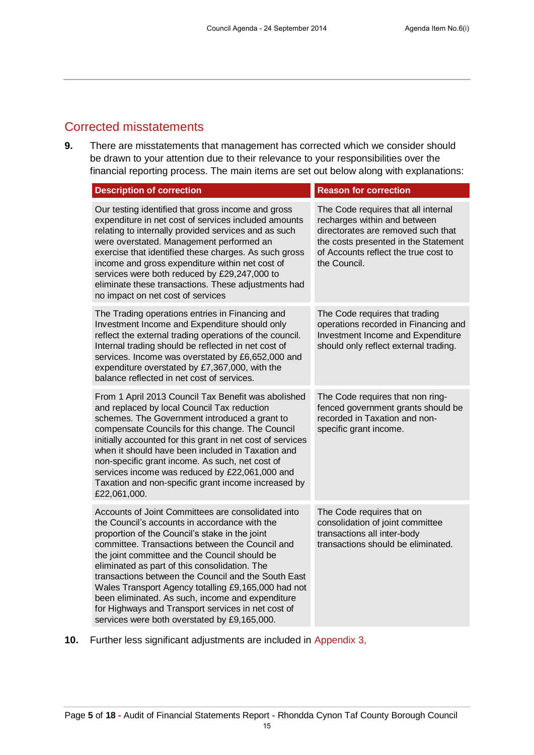## Corrected misstatements

**9.** There are misstatements that management has corrected which we consider should be drawn to your attention due to their relevance to your responsibilities over the financial reporting process. The main items are set out below along with explanations:

| Description of correction | Reason for correction |
|---|---|
| Our testing identified that gross income and gross expenditure in net cost of services included amounts relating to internally provided services and as such were overstated. Management performed an exercise that identified these charges. As such gross income and gross expenditure within net cost of services were both reduced by £29,247,000 to eliminate these transactions. These adjustments had no impact on net cost of services | The Code requires that all internal recharges within and between directorates are removed such that the costs presented in the Statement of Accounts reflect the true cost to the Council. |
| The Trading operations entries in Financing and Investment Income and Expenditure should only reflect the external trading operations of the council. Internal trading should be reflected in net cost of services. Income was overstated by £6,652,000 and expenditure overstated by £7,367,000, with the balance reflected in net cost of services. | The Code requires that trading operations recorded in Financing and Investment Income and Expenditure should only reflect external trading. |
| From 1 April 2013 Council Tax Benefit was abolished and replaced by local Council Tax reduction schemes. The Government introduced a grant to compensate Councils for this change. The Council initially accounted for this grant in net cost of services when it should have been included in Taxation and non-specific grant income. As such, net cost of services income was reduced by £22,061,000 and Taxation and non-specific grant income increased by £22,061,000. | The Code requires that non ring-fenced government grants should be recorded in Taxation and non-specific grant income. |
| Accounts of Joint Committees are consolidated into the Council's accounts in accordance with the proportion of the Council's stake in the joint committee. Transactions between the Council and the joint committee and the Council should be eliminated as part of this consolidation. The transactions between the Council and the South East Wales Transport Agency totalling £9,165,000 had not been eliminated. As such, income and expenditure for Highways and Transport services in net cost of services were both overstated by £9,165,000. | The Code requires that on consolidation of joint committee transactions all inter-body transactions should be eliminated. |

**10.** Further less significant adjustments are included in Appendix 3,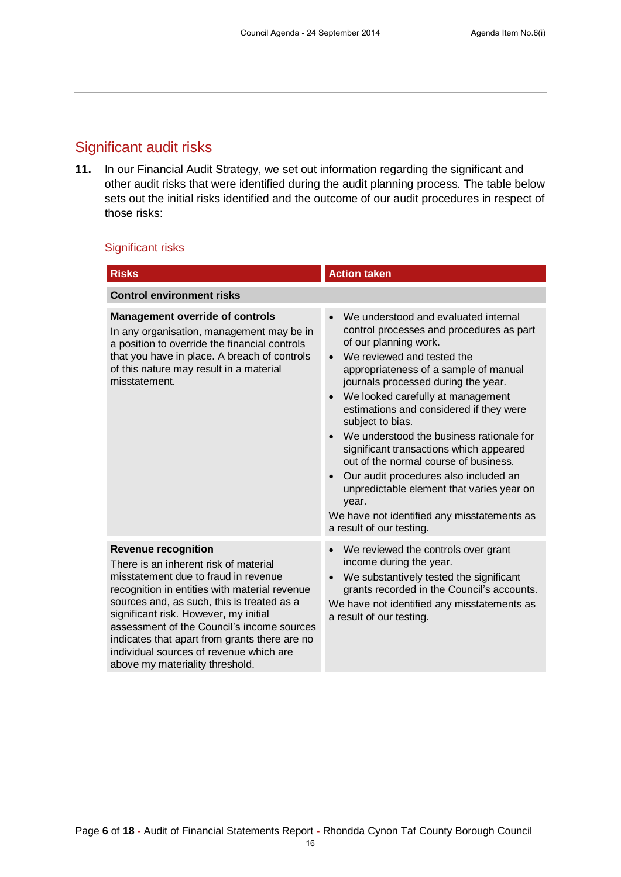## Significant audit risks

**11.** In our Financial Audit Strategy, we set out information regarding the significant and other audit risks that were identified during the audit planning process. The table below sets out the initial risks identified and the outcome of our audit procedures in respect of those risks:

### Significant risks

| Risks | Action taken |
|---|---|
| **Control environment risks** | |
| **Management override of controls**<br>In any organisation, management may be in a position to override the financial controls that you have in place. A breach of controls of this nature may result in a material misstatement. | • We understood and evaluated internal control processes and procedures as part of our planning work.<br>• We reviewed and tested the appropriateness of a sample of manual journals processed during the year.<br>• We looked carefully at management estimations and considered if they were subject to bias.<br>• We understood the business rationale for significant transactions which appeared out of the normal course of business.<br>• Our audit procedures also included an unpredictable element that varies year on year.<br>We have not identified any misstatements as a result of our testing. |
| **Revenue recognition**<br>There is an inherent risk of material misstatement due to fraud in revenue recognition in entities with material revenue sources and, as such, this is treated as a significant risk. However, my initial assessment of the Council's income sources indicates that apart from grants there are no individual sources of revenue which are above my materiality threshold. | • We reviewed the controls over grant income during the year.<br>• We substantively tested the significant grants recorded in the Council's accounts.<br>We have not identified any misstatements as a result of our testing. |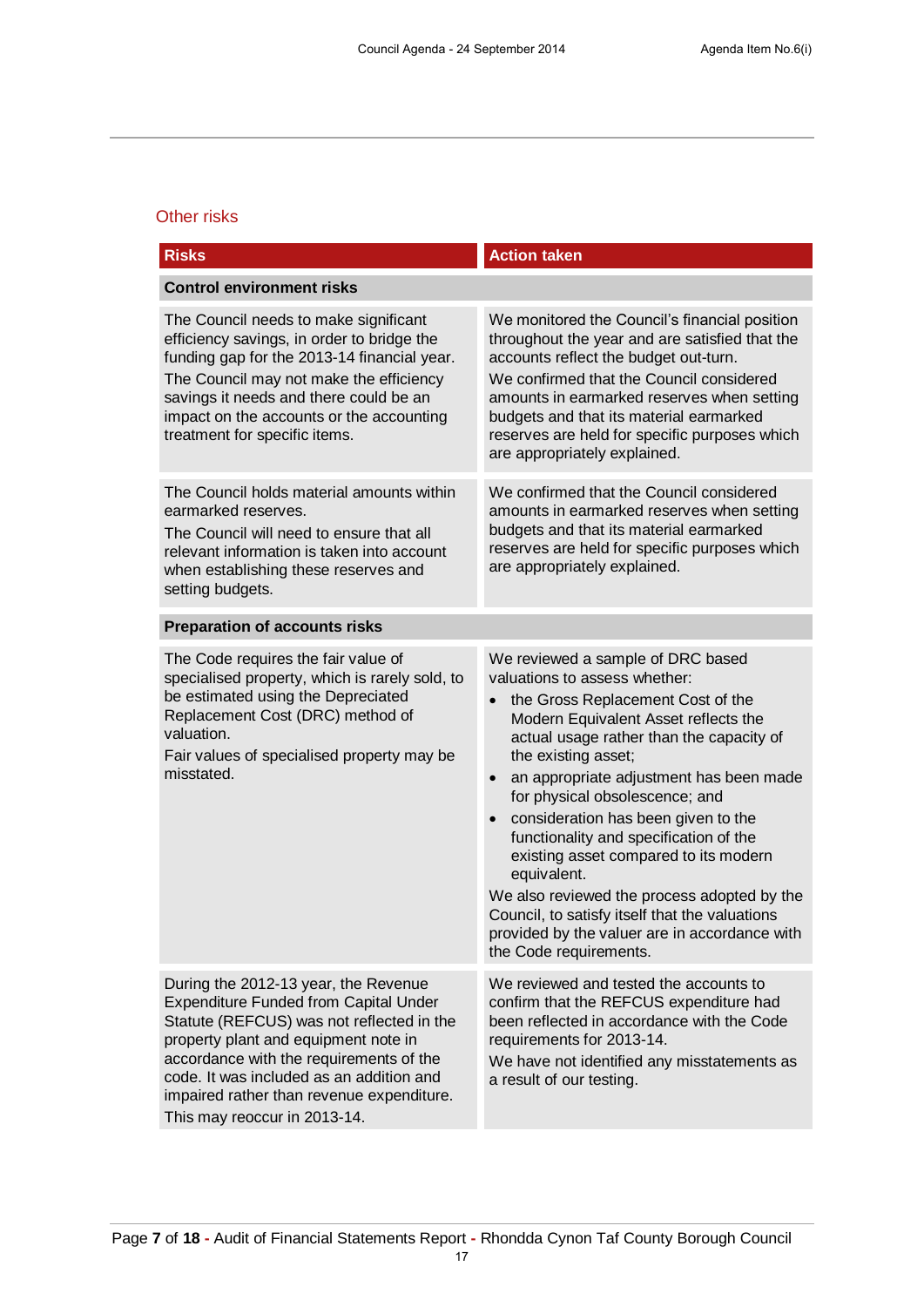## Other risks

| Risks | Action taken |
| --- | --- |
| **Control environment risks** | |
| The Council needs to make significant efficiency savings, in order to bridge the funding gap for the 2013-14 financial year. The Council may not make the efficiency savings it needs and there could be an impact on the accounts or the accounting treatment for specific items. | We monitored the Council's financial position throughout the year and are satisfied that the accounts reflect the budget out-turn. We confirmed that the Council considered amounts in earmarked reserves when setting budgets and that its material earmarked reserves are held for specific purposes which are appropriately explained. |
| The Council holds material amounts within earmarked reserves. The Council will need to ensure that all relevant information is taken into account when establishing these reserves and setting budgets. | We confirmed that the Council considered amounts in earmarked reserves when setting budgets and that its material earmarked reserves are held for specific purposes which are appropriately explained. |
| **Preparation of accounts risks** | |
| The Code requires the fair value of specialised property, which is rarely sold, to be estimated using the Depreciated Replacement Cost (DRC) method of valuation. Fair values of specialised property may be misstated. | We reviewed a sample of DRC based valuations to assess whether: <br>• the Gross Replacement Cost of the Modern Equivalent Asset reflects the actual usage rather than the capacity of the existing asset; <br>• an appropriate adjustment has been made for physical obsolescence; and <br>• consideration has been given to the functionality and specification of the existing asset compared to its modern equivalent. <br>We also reviewed the process adopted by the Council, to satisfy itself that the valuations provided by the valuer are in accordance with the Code requirements. |
| During the 2012-13 year, the Revenue Expenditure Funded from Capital Under Statute (REFCUS) was not reflected in the property plant and equipment note in accordance with the requirements of the code. It was included as an addition and impaired rather than revenue expenditure. This may reoccur in 2013-14. | We reviewed and tested the accounts to confirm that the REFCUS expenditure had been reflected in accordance with the Code requirements for 2013-14. We have not identified any misstatements as a result of our testing. |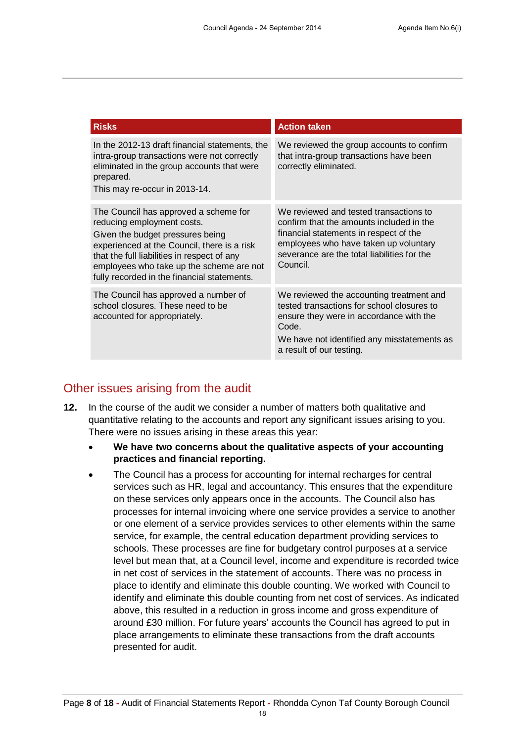| Risks | Action taken |
| --- | --- |
| In the 2012-13 draft financial statements, the intra-group transactions were not correctly eliminated in the group accounts that were prepared.<br>This may re-occur in 2013-14. | We reviewed the group accounts to confirm that intra-group transactions have been correctly eliminated. |
| The Council has approved a scheme for reducing employment costs.<br>Given the budget pressures being experienced at the Council, there is a risk that the full liabilities in respect of any employees who take up the scheme are not fully recorded in the financial statements. | We reviewed and tested transactions to confirm that the amounts included in the financial statements in respect of the employees who have taken up voluntary severance are the total liabilities for the Council. |
| The Council has approved a number of school closures. These need to be accounted for appropriately. | We reviewed the accounting treatment and tested transactions for school closures to ensure they were in accordance with the Code.<br>We have not identified any misstatements as a result of our testing. |

## Other issues arising from the audit

**12.** In the course of the audit we consider a number of matters both qualitative and quantitative relating to the accounts and report any significant issues arising to you. There were no issues arising in these areas this year:

- **We have two concerns about the qualitative aspects of your accounting practices and financial reporting.**
- The Council has a process for accounting for internal recharges for central services such as HR, legal and accountancy. This ensures that the expenditure on these services only appears once in the accounts. The Council also has processes for internal invoicing where one service provides a service to another or one element of a service provides services to other elements within the same service, for example, the central education department providing services to schools. These processes are fine for budgetary control purposes at a service level but mean that, at a Council level, income and expenditure is recorded twice in net cost of services in the statement of accounts. There was no process in place to identify and eliminate this double counting. We worked with Council to identify and eliminate this double counting from net cost of services. As indicated above, this resulted in a reduction in gross income and gross expenditure of around £30 million. For future years' accounts the Council has agreed to put in place arrangements to eliminate these transactions from the draft accounts presented for audit.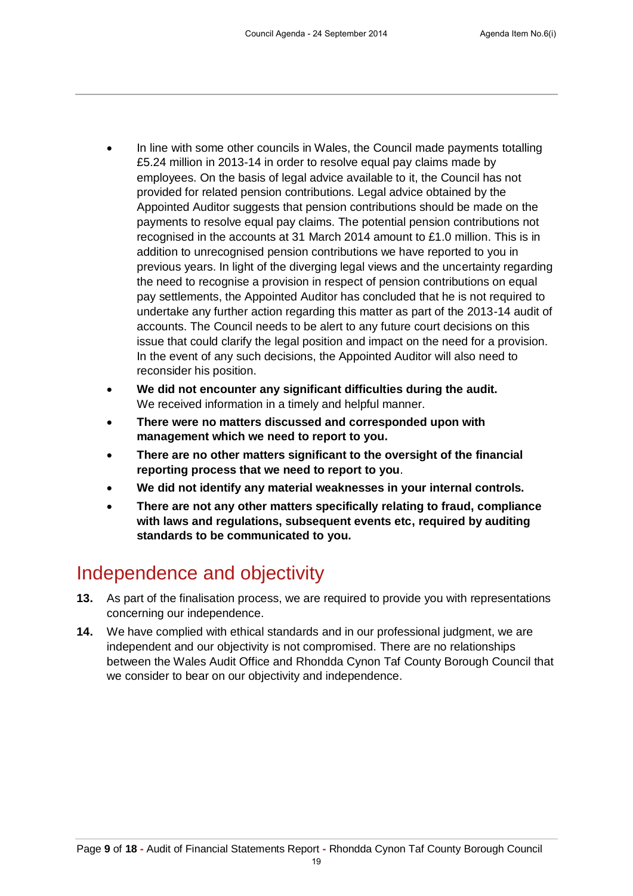- In line with some other councils in Wales, the Council made payments totalling £5.24 million in 2013-14 in order to resolve equal pay claims made by employees. On the basis of legal advice available to it, the Council has not provided for related pension contributions. Legal advice obtained by the Appointed Auditor suggests that pension contributions should be made on the payments to resolve equal pay claims. The potential pension contributions not recognised in the accounts at 31 March 2014 amount to £1.0 million. This is in addition to unrecognised pension contributions we have reported to you in previous years. In light of the diverging legal views and the uncertainty regarding the need to recognise a provision in respect of pension contributions on equal pay settlements, the Appointed Auditor has concluded that he is not required to undertake any further action regarding this matter as part of the 2013-14 audit of accounts. The Council needs to be alert to any future court decisions on this issue that could clarify the legal position and impact on the need for a provision. In the event of any such decisions, the Appointed Auditor will also need to reconsider his position.
- **We did not encounter any significant difficulties during the audit.** We received information in a timely and helpful manner.
- **There were no matters discussed and corresponded upon with management which we need to report to you.**
- **There are no other matters significant to the oversight of the financial reporting process that we need to report to you**.
- **We did not identify any material weaknesses in your internal controls.**
- **There are not any other matters specifically relating to fraud, compliance with laws and regulations, subsequent events etc, required by auditing standards to be communicated to you.**

## Independence and objectivity

**13.** As part of the finalisation process, we are required to provide you with representations concerning our independence.

**14.** We have complied with ethical standards and in our professional judgment, we are independent and our objectivity is not compromised. There are no relationships between the Wales Audit Office and Rhondda Cynon Taf County Borough Council that we consider to bear on our objectivity and independence.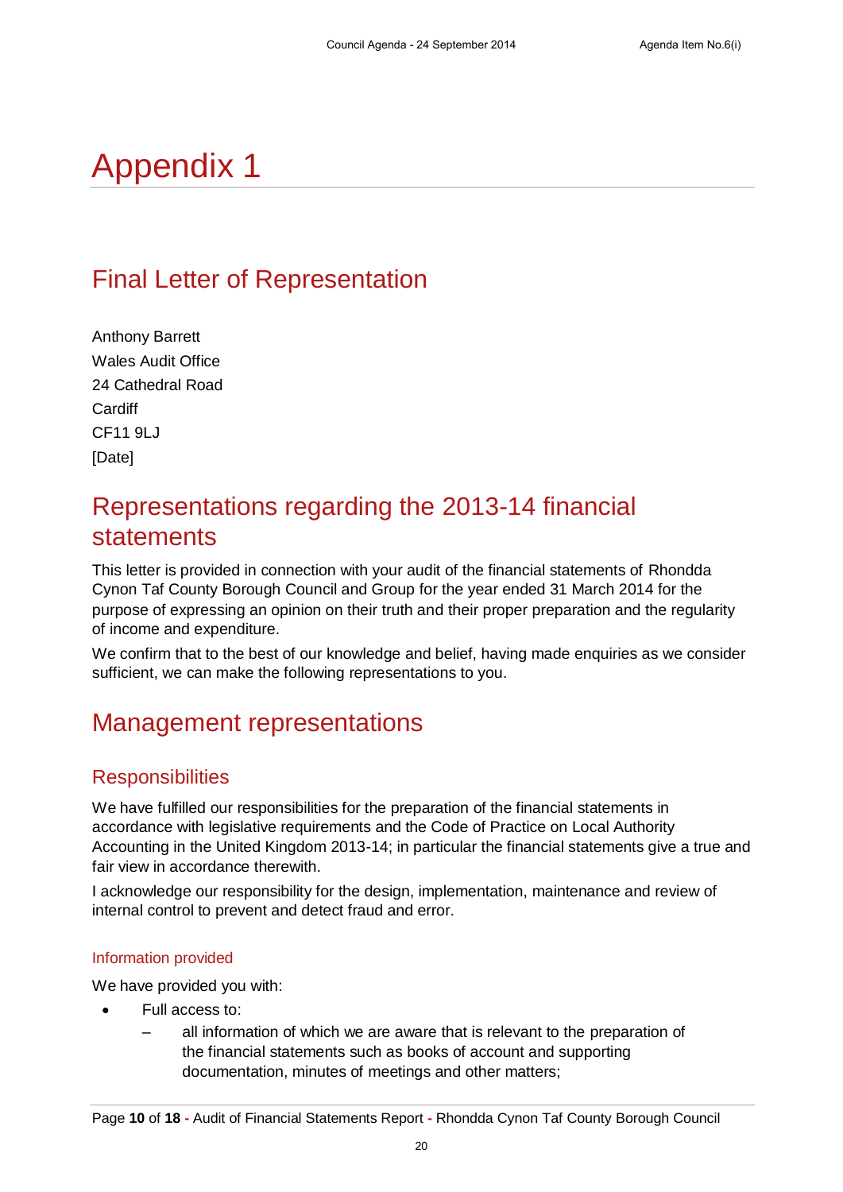# Appendix 1

## Final Letter of Representation

Anthony Barrett
Wales Audit Office
24 Cathedral Road
Cardiff
CF11 9LJ
[Date]

## Representations regarding the 2013-14 financial statements

This letter is provided in connection with your audit of the financial statements of Rhondda Cynon Taf County Borough Council and Group for the year ended 31 March 2014 for the purpose of expressing an opinion on their truth and their proper preparation and the regularity of income and expenditure.

We confirm that to the best of our knowledge and belief, having made enquiries as we consider sufficient, we can make the following representations to you.

## Management representations

### Responsibilities

We have fulfilled our responsibilities for the preparation of the financial statements in accordance with legislative requirements and the Code of Practice on Local Authority Accounting in the United Kingdom 2013-14; in particular the financial statements give a true and fair view in accordance therewith.

I acknowledge our responsibility for the design, implementation, maintenance and review of internal control to prevent and detect fraud and error.

#### Information provided

We have provided you with:

- Full access to:
  - all information of which we are aware that is relevant to the preparation of the financial statements such as books of account and supporting documentation, minutes of meetings and other matters;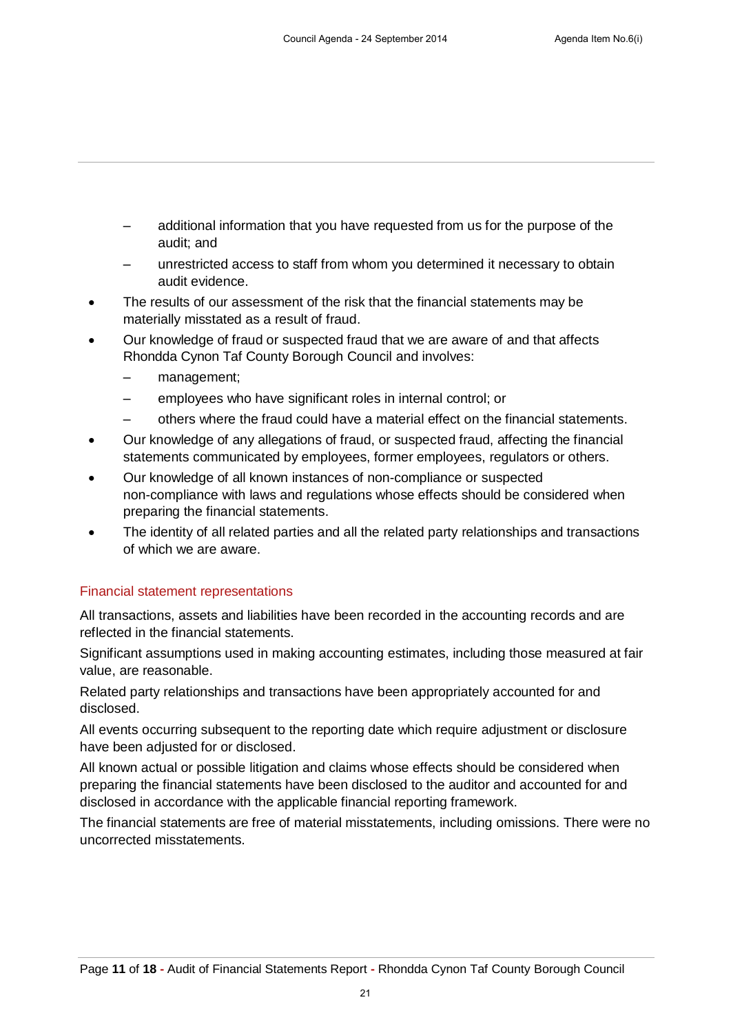- additional information that you have requested from us for the purpose of the audit; and
  - unrestricted access to staff from whom you determined it necessary to obtain audit evidence.
- The results of our assessment of the risk that the financial statements may be materially misstated as a result of fraud.
- Our knowledge of fraud or suspected fraud that we are aware of and that affects Rhondda Cynon Taf County Borough Council and involves:
  - management;
  - employees who have significant roles in internal control; or
  - others where the fraud could have a material effect on the financial statements.
- Our knowledge of any allegations of fraud, or suspected fraud, affecting the financial statements communicated by employees, former employees, regulators or others.
- Our knowledge of all known instances of non-compliance or suspected non-compliance with laws and regulations whose effects should be considered when preparing the financial statements.
- The identity of all related parties and all the related party relationships and transactions of which we are aware.

## Financial statement representations

All transactions, assets and liabilities have been recorded in the accounting records and are reflected in the financial statements.

Significant assumptions used in making accounting estimates, including those measured at fair value, are reasonable.

Related party relationships and transactions have been appropriately accounted for and disclosed.

All events occurring subsequent to the reporting date which require adjustment or disclosure have been adjusted for or disclosed.

All known actual or possible litigation and claims whose effects should be considered when preparing the financial statements have been disclosed to the auditor and accounted for and disclosed in accordance with the applicable financial reporting framework.

The financial statements are free of material misstatements, including omissions. There were no uncorrected misstatements.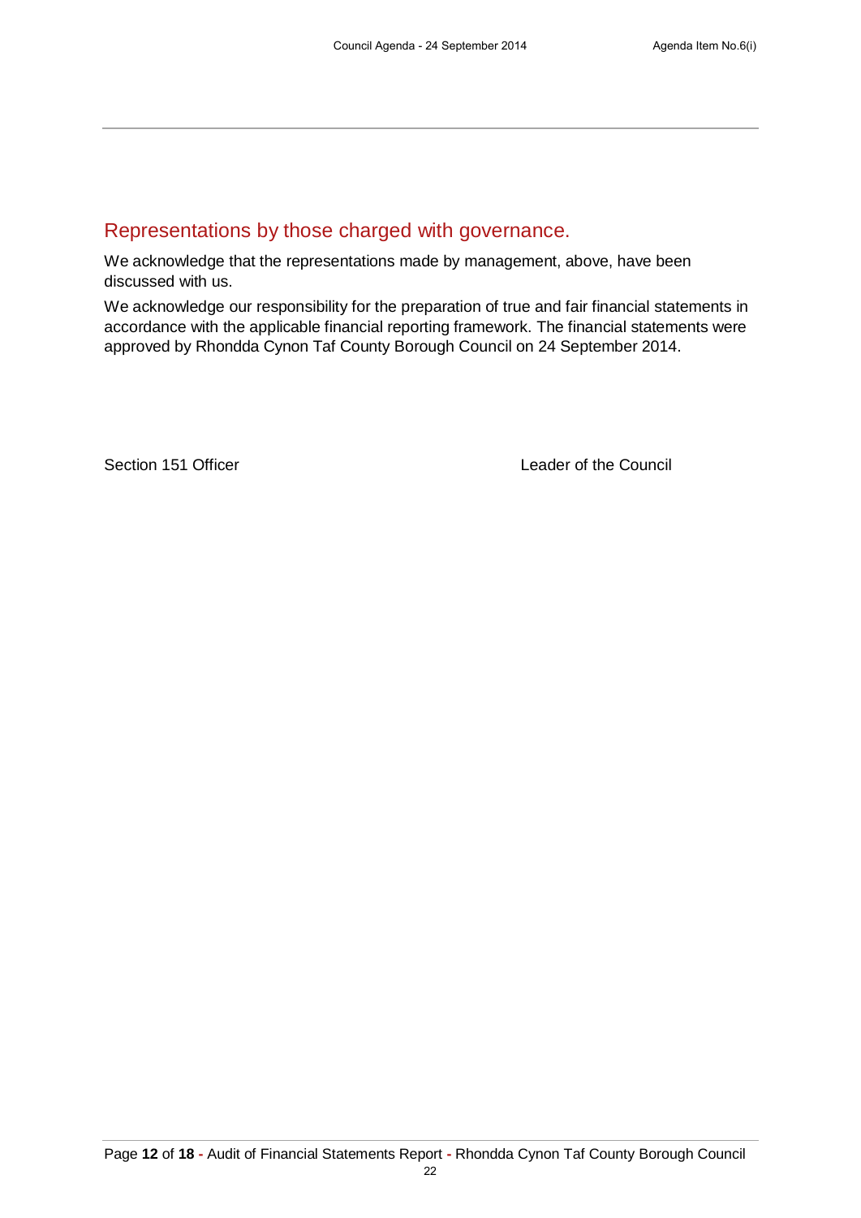## Representations by those charged with governance.

We acknowledge that the representations made by management, above, have been discussed with us.

We acknowledge our responsibility for the preparation of true and fair financial statements in accordance with the applicable financial reporting framework. The financial statements were approved by Rhondda Cynon Taf County Borough Council on 24 September 2014.

Section 151 Officer                                        Leader of the Council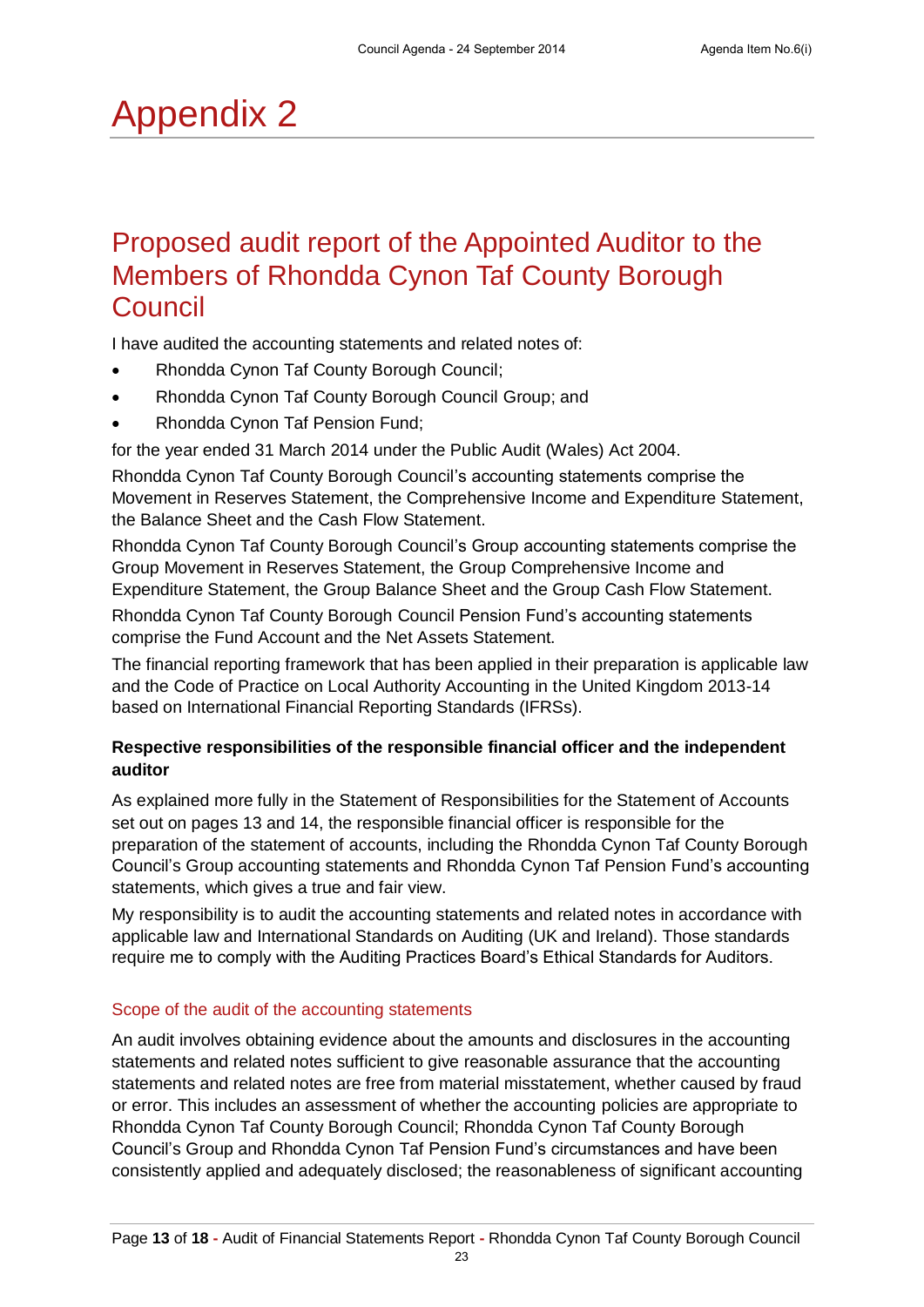# Appendix 2

## Proposed audit report of the Appointed Auditor to the Members of Rhondda Cynon Taf County Borough Council

I have audited the accounting statements and related notes of:

- Rhondda Cynon Taf County Borough Council;
- Rhondda Cynon Taf County Borough Council Group; and
- Rhondda Cynon Taf Pension Fund;

for the year ended 31 March 2014 under the Public Audit (Wales) Act 2004.

Rhondda Cynon Taf County Borough Council's accounting statements comprise the Movement in Reserves Statement, the Comprehensive Income and Expenditure Statement, the Balance Sheet and the Cash Flow Statement.

Rhondda Cynon Taf County Borough Council's Group accounting statements comprise the Group Movement in Reserves Statement, the Group Comprehensive Income and Expenditure Statement, the Group Balance Sheet and the Group Cash Flow Statement.

Rhondda Cynon Taf County Borough Council Pension Fund's accounting statements comprise the Fund Account and the Net Assets Statement.

The financial reporting framework that has been applied in their preparation is applicable law and the Code of Practice on Local Authority Accounting in the United Kingdom 2013-14 based on International Financial Reporting Standards (IFRSs).

**Respective responsibilities of the responsible financial officer and the independent auditor**

As explained more fully in the Statement of Responsibilities for the Statement of Accounts set out on pages 13 and 14, the responsible financial officer is responsible for the preparation of the statement of accounts, including the Rhondda Cynon Taf County Borough Council's Group accounting statements and Rhondda Cynon Taf Pension Fund's accounting statements, which gives a true and fair view.

My responsibility is to audit the accounting statements and related notes in accordance with applicable law and International Standards on Auditing (UK and Ireland). Those standards require me to comply with the Auditing Practices Board's Ethical Standards for Auditors.

### Scope of the audit of the accounting statements

An audit involves obtaining evidence about the amounts and disclosures in the accounting statements and related notes sufficient to give reasonable assurance that the accounting statements and related notes are free from material misstatement, whether caused by fraud or error. This includes an assessment of whether the accounting policies are appropriate to Rhondda Cynon Taf County Borough Council; Rhondda Cynon Taf County Borough Council's Group and Rhondda Cynon Taf Pension Fund's circumstances and have been consistently applied and adequately disclosed; the reasonableness of significant accounting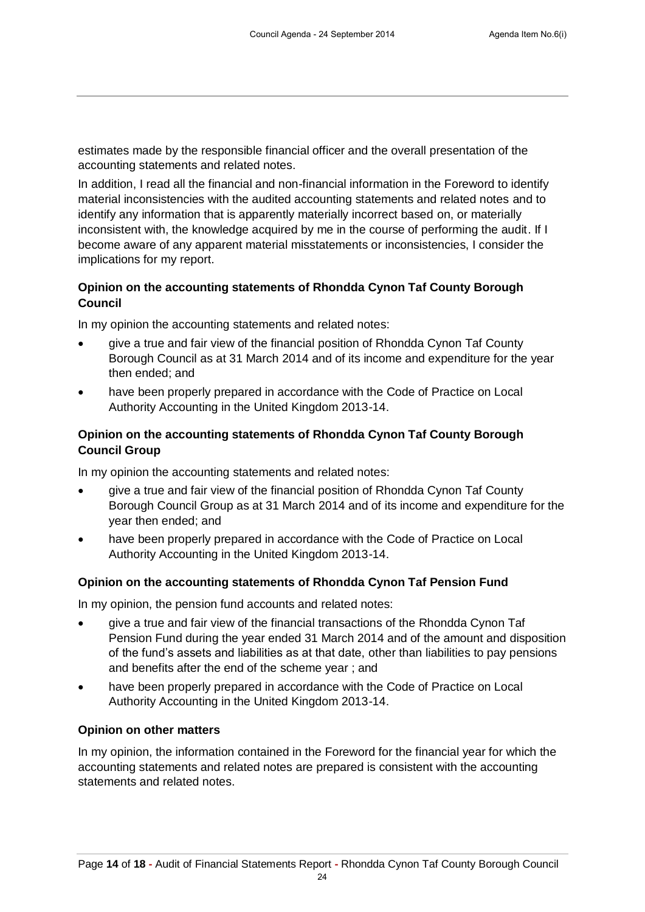estimates made by the responsible financial officer and the overall presentation of the accounting statements and related notes.

In addition, I read all the financial and non-financial information in the Foreword to identify material inconsistencies with the audited accounting statements and related notes and to identify any information that is apparently materially incorrect based on, or materially inconsistent with, the knowledge acquired by me in the course of performing the audit. If I become aware of any apparent material misstatements or inconsistencies, I consider the implications for my report.

**Opinion on the accounting statements of Rhondda Cynon Taf County Borough Council**

In my opinion the accounting statements and related notes:

- give a true and fair view of the financial position of Rhondda Cynon Taf County Borough Council as at 31 March 2014 and of its income and expenditure for the year then ended; and
- have been properly prepared in accordance with the Code of Practice on Local Authority Accounting in the United Kingdom 2013-14.

**Opinion on the accounting statements of Rhondda Cynon Taf County Borough Council Group**

In my opinion the accounting statements and related notes:

- give a true and fair view of the financial position of Rhondda Cynon Taf County Borough Council Group as at 31 March 2014 and of its income and expenditure for the year then ended; and
- have been properly prepared in accordance with the Code of Practice on Local Authority Accounting in the United Kingdom 2013-14.

**Opinion on the accounting statements of Rhondda Cynon Taf Pension Fund**

In my opinion, the pension fund accounts and related notes:

- give a true and fair view of the financial transactions of the Rhondda Cynon Taf Pension Fund during the year ended 31 March 2014 and of the amount and disposition of the fund's assets and liabilities as at that date, other than liabilities to pay pensions and benefits after the end of the scheme year ; and
- have been properly prepared in accordance with the Code of Practice on Local Authority Accounting in the United Kingdom 2013-14.

**Opinion on other matters**

In my opinion, the information contained in the Foreword for the financial year for which the accounting statements and related notes are prepared is consistent with the accounting statements and related notes.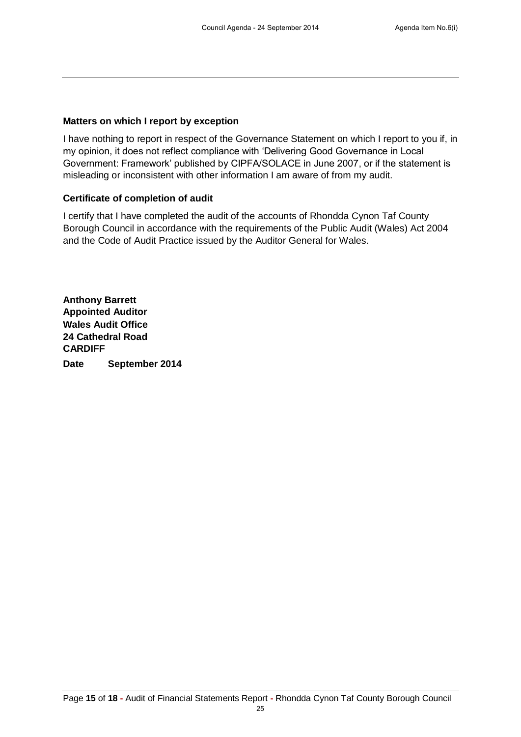**Matters on which I report by exception**

I have nothing to report in respect of the Governance Statement on which I report to you if, in my opinion, it does not reflect compliance with 'Delivering Good Governance in Local Government: Framework' published by CIPFA/SOLACE in June 2007, or if the statement is misleading or inconsistent with other information I am aware of from my audit.

**Certificate of completion of audit**

I certify that I have completed the audit of the accounts of Rhondda Cynon Taf County Borough Council in accordance with the requirements of the Public Audit (Wales) Act 2004 and the Code of Audit Practice issued by the Auditor General for Wales.

**Anthony Barrett**
**Appointed Auditor**
**Wales Audit Office**
**24 Cathedral Road**
**CARDIFF**

**Date September 2014**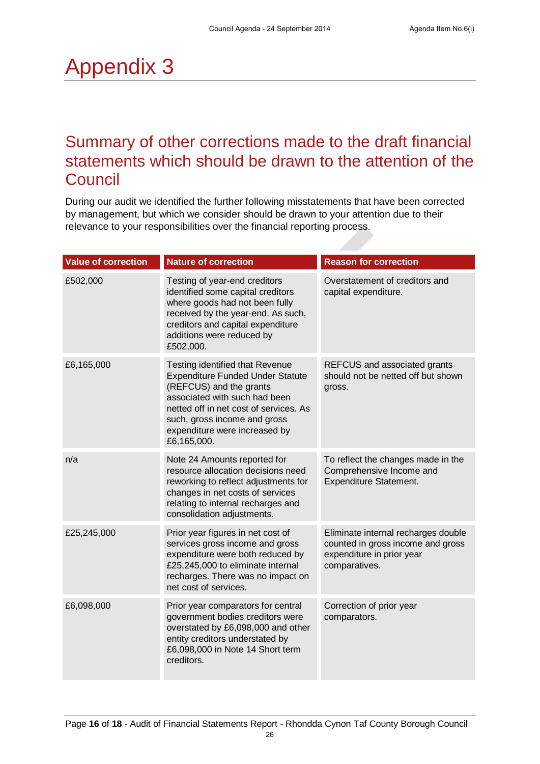# Appendix 3

## Summary of other corrections made to the draft financial statements which should be drawn to the attention of the Council

During our audit we identified the further following misstatements that have been corrected by management, but which we consider should be drawn to your attention due to their relevance to your responsibilities over the financial reporting process.

| Value of correction | Nature of correction | Reason for correction |
| --- | --- | --- |
| £502,000 | Testing of year-end creditors identified some capital creditors where goods had not been fully received by the year-end. As such, creditors and capital expenditure additions were reduced by £502,000. | Overstatement of creditors and capital expenditure. |
| £6,165,000 | Testing identified that Revenue Expenditure Funded Under Statute (REFCUS) and the grants associated with such had been netted off in net cost of services. As such, gross income and gross expenditure were increased by £6,165,000. | REFCUS and associated grants should not be netted off but shown gross. |
| n/a | Note 24 Amounts reported for resource allocation decisions need reworking to reflect adjustments for changes in net costs of services relating to internal recharges and consolidation adjustments. | To reflect the changes made in the Comprehensive Income and Expenditure Statement. |
| £25,245,000 | Prior year figures in net cost of services gross income and gross expenditure were both reduced by £25,245,000 to eliminate internal recharges. There was no impact on net cost of services. | Eliminate internal recharges double counted in gross income and gross expenditure in prior year comparatives. |
| £6,098,000 | Prior year comparators for central government bodies creditors were overstated by £6,098,000 and other entity creditors understated by £6,098,000 in Note 14 Short term creditors. | Correction of prior year comparators. |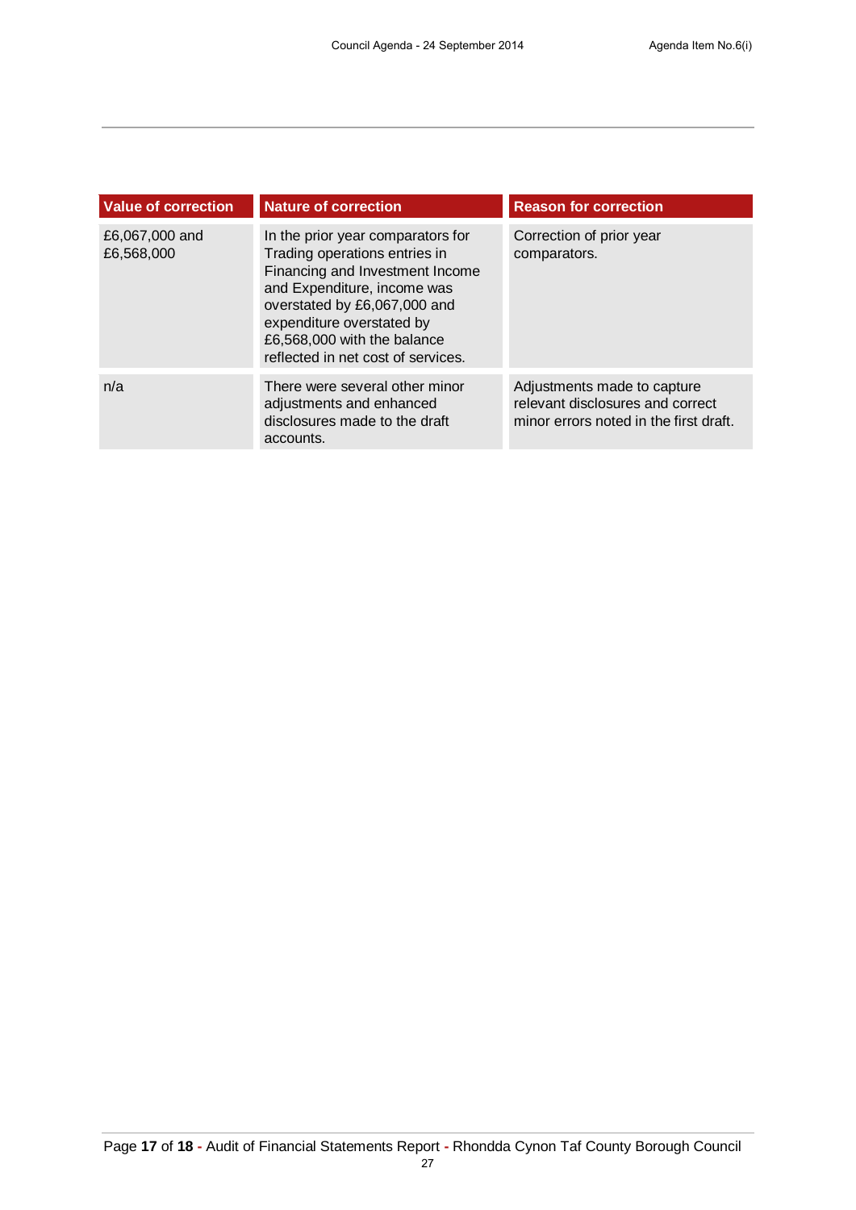| Value of correction | Nature of correction | Reason for correction |
|---|---|---|
| £6,067,000 and £6,568,000 | In the prior year comparators for Trading operations entries in Financing and Investment Income and Expenditure, income was overstated by £6,067,000 and expenditure overstated by £6,568,000 with the balance reflected in net cost of services. | Correction of prior year comparators. |
| n/a | There were several other minor adjustments and enhanced disclosures made to the draft accounts. | Adjustments made to capture relevant disclosures and correct minor errors noted in the first draft. |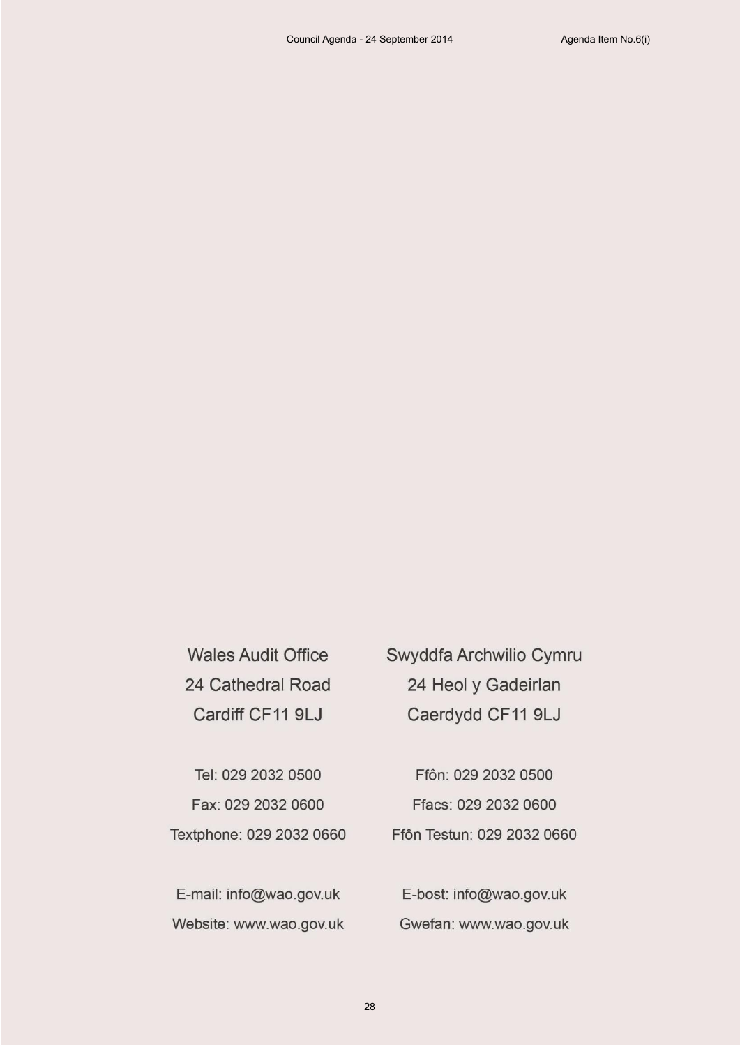Wales Audit Office
24 Cathedral Road
Cardiff CF11 9LJ

Tel: 029 2032 0500
Fax: 029 2032 0600
Textphone: 029 2032 0660

E-mail: info@wao.gov.uk
Website: www.wao.gov.uk

Swyddfa Archwilio Cymru
24 Heol y Gadeirlan
Caerdydd CF11 9LJ

Ffôn: 029 2032 0500
Ffacs: 029 2032 0600
Ffôn Testun: 029 2032 0660

E-bost: info@wao.gov.uk
Gwefan: www.wao.gov.uk